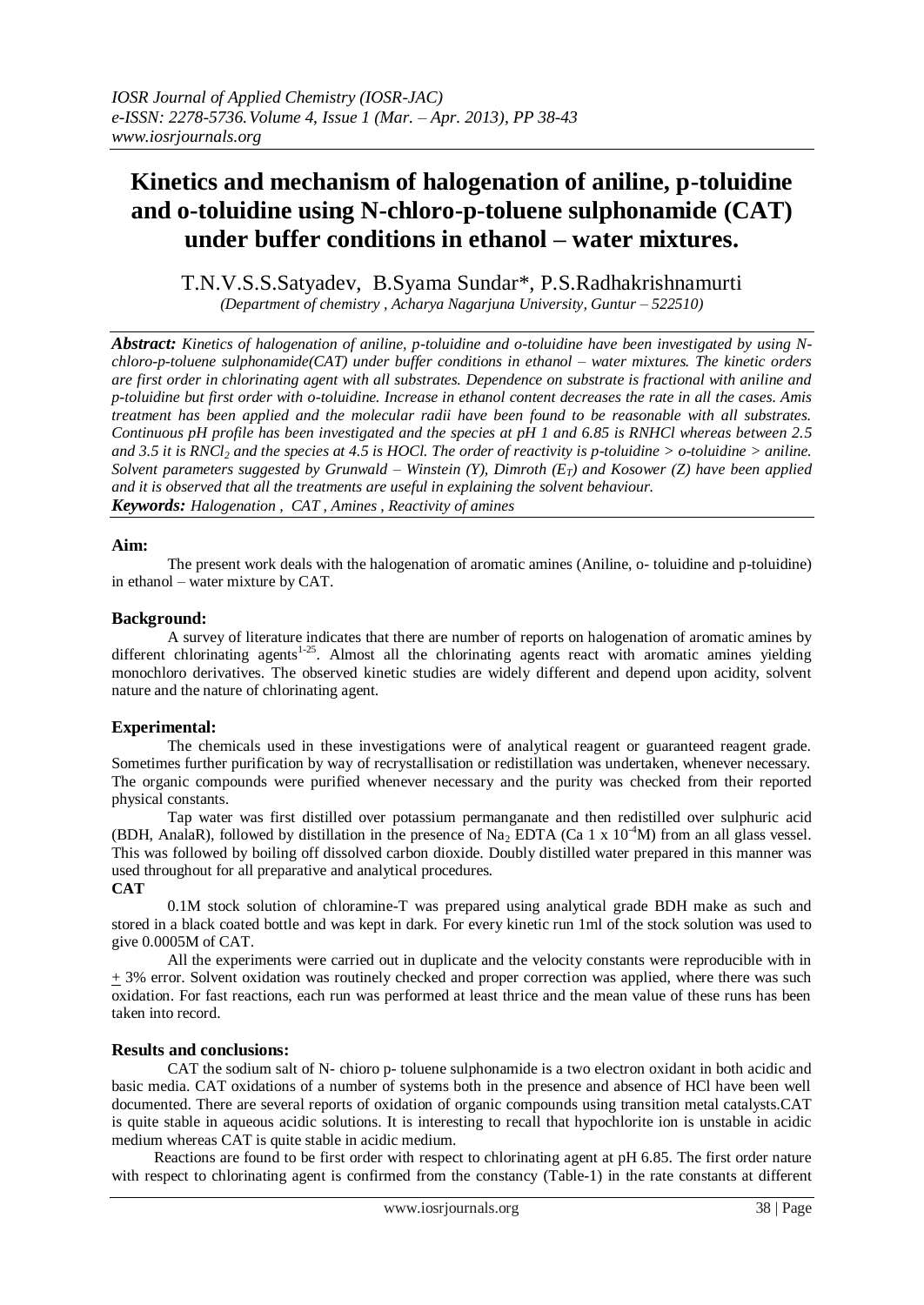# Kinetics and mechanism of halogenation of aniline, p-toluidine and o-toluidine using N-chloro-p-toluene sulphonamide (CAT) under buffer conditions in ethanol – water mixtures.

T.N.V.S.S.Satyadev, B.Syama Sundar*, P.S.Radhakrishnamurti

*(Department of chemistry , Acharya Nagarjuna University, Guntur – 522510)*

***Abstract:*** *Kinetics of halogenation of aniline, p-toluidine and o-toluidine have been investigated by using N-chloro-p-toluene sulphonamide(CAT) under buffer conditions in ethanol – water mixtures. The kinetic orders are first order in chlorinating agent with all substrates. Dependence on substrate is fractional with aniline and p-toluidine but first order with o-toluidine. Increase in ethanol content decreases the rate in all the cases. Amis treatment has been applied and the molecular radii have been found to be reasonable with all substrates. Continuous pH profile has been investigated and the species at pH 1 and 6.85 is RNHCl whereas between 2.5 and 3.5 it is $RNCl_2$ and the species at 4.5 is HOCl. The order of reactivity is p-toluidine > o-toluidine > aniline. Solvent parameters suggested by Grunwald – Winstein (Y), Dimroth ($E_T$) and Kosower (Z) have been applied and it is observed that all the treatments are useful in explaining the solvent behaviour.*

***Keywords:*** *Halogenation , CAT , Amines , Reactivity of amines*

## Aim:

The present work deals with the halogenation of aromatic amines (Aniline, o- toluidine and p-toluidine) in ethanol – water mixture by CAT.

## Background:

A survey of literature indicates that there are number of reports on halogenation of aromatic amines by different chlorinating agents[1-25]. Almost all the chlorinating agents react with aromatic amines yielding monochloro derivatives. The observed kinetic studies are widely different and depend upon acidity, solvent nature and the nature of chlorinating agent.

## Experimental:

The chemicals used in these investigations were of analytical reagent or guaranteed reagent grade. Sometimes further purification by way of recrystallisation or redistillation was undertaken, whenever necessary. The organic compounds were purified whenever necessary and the purity was checked from their reported physical constants.

Tap water was first distilled over potassium permanganate and then redistilled over sulphuric acid (BDH, AnalaR), followed by distillation in the presence of $Na_2$ EDTA (Ca $1 \times 10^{-4}$M) from an all glass vessel. This was followed by boiling off dissolved carbon dioxide. Doubly distilled water prepared in this manner was used throughout for all preparative and analytical procedures.

**CAT**

0.1M stock solution of chloramine-T was prepared using analytical grade BDH make as such and stored in a black coated bottle and was kept in dark. For every kinetic run 1ml of the stock solution was used to give 0.0005M of CAT.

All the experiments were carried out in duplicate and the velocity constants were reproducible with in ± 3% error. Solvent oxidation was routinely checked and proper correction was applied, where there was such oxidation. For fast reactions, each run was performed at least thrice and the mean value of these runs has been taken into record.

## Results and conclusions:

CAT the sodium salt of N- chioro p- toluene sulphonamide is a two electron oxidant in both acidic and basic media. CAT oxidations of a number of systems both in the presence and absence of HCl have been well documented. There are several reports of oxidation of organic compounds using transition metal catalysts.CAT is quite stable in aqueous acidic solutions. It is interesting to recall that hypochlorite ion is unstable in acidic medium whereas CAT is quite stable in acidic medium.

Reactions are found to be first order with respect to chlorinating agent at pH 6.85. The first order nature with respect to chlorinating agent is confirmed from the constancy (Table-1) in the rate constants at different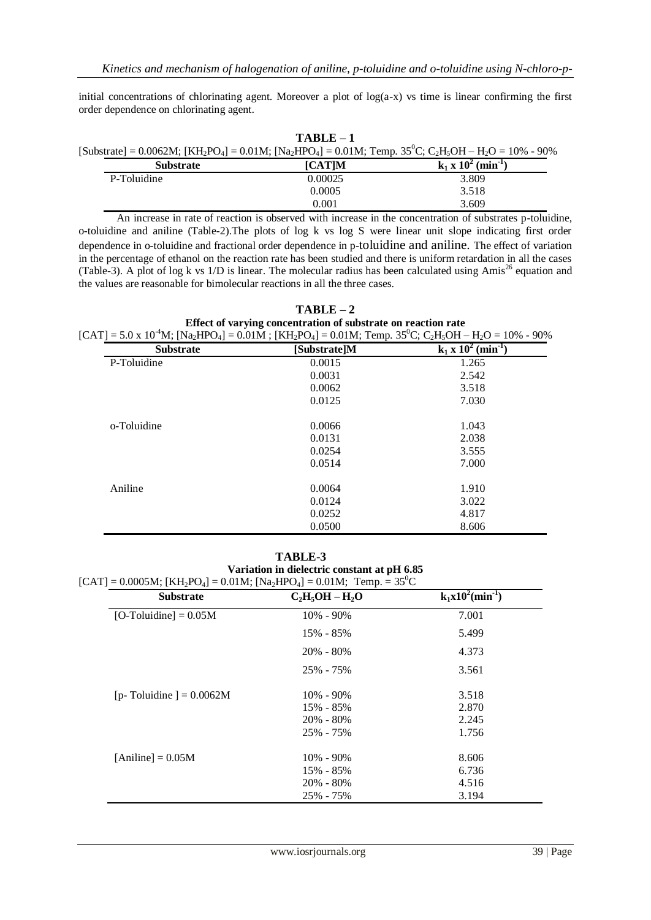initial concentrations of chlorinating agent. Moreover a plot of log(a-x) vs time is linear confirming the first order dependence on chlorinating agent.

**TABLE – 1**

[Substrate] = 0.0062M; [$KH_2PO_4$] = 0.01M; [$Na_2HPO_4$] = 0.01M; Temp. 35$^0$C; $C_2H_5OH – H_2O$ = 10% - 90%

| Substrate | [CAT]M | $k_1$ x $10^2$ ($min^{-1}$) |
|---|---|---|
| P-Toluidine | 0.00025 | 3.809 |
| | 0.0005 | 3.518 |
| | 0.001 | 3.609 |

An increase in rate of reaction is observed with increase in the concentration of substrates p-toluidine, o-toluidine and aniline (Table-2).The plots of log k vs log S were linear unit slope indicating first order dependence in o-toluidine and fractional order dependence in p-toluidine and aniline. The effect of variation in the percentage of ethanol on the reaction rate has been studied and there is uniform retardation in all the cases (Table-3). A plot of log k vs 1/D is linear. The molecular radius has been calculated using Amis[26] equation and the values are reasonable for bimolecular reactions in all the three cases.

**TABLE – 2**

**Effect of varying concentration of substrate on reaction rate**

[CAT] = 5.0 x $10^{-4}$M; [$Na_2HPO_4$] = 0.01M ; [$KH_2PO_4$] = 0.01M; Temp. 35$^0$C; $C_2H_5OH – H_2O$ = 10% - 90%

| Substrate | [Substrate]M | $k_1$ x $10^2$ ($min^{-1}$) |
|---|---|---|
| P-Toluidine | 0.0015 | 1.265 |
| | 0.0031 | 2.542 |
| | 0.0062 | 3.518 |
| | 0.0125 | 7.030 |
| o-Toluidine | 0.0066 | 1.043 |
| | 0.0131 | 2.038 |
| | 0.0254 | 3.555 |
| | 0.0514 | 7.000 |
| Aniline | 0.0064 | 1.910 |
| | 0.0124 | 3.022 |
| | 0.0252 | 4.817 |
| | 0.0500 | 8.606 |

**TABLE-3**

**Variation in dielectric constant at pH 6.85**

[CAT] = 0.0005M; [$KH_2PO_4$] = 0.01M; [$Na_2HPO_4$] = 0.01M; Temp. = 35$^0$C

| Substrate | $C_2H_5OH – H_2O$ | $k_1$x$10^2$($min^{-1}$) |
|---|---|---|
| [O-Toluidine] = 0.05M | 10% - 90% | 7.001 |
| | 15% - 85% | 5.499 |
| | 20% - 80% | 4.373 |
| | 25% - 75% | 3.561 |
| [p- Toluidine ] = 0.0062M | 10% - 90% | 3.518 |
| | 15% - 85% | 2.870 |
| | 20% - 80% | 2.245 |
| | 25% - 75% | 1.756 |
| [Aniline] = 0.05M | 10% - 90% | 8.606 |
| | 15% - 85% | 6.736 |
| | 20% - 80% | 4.516 |
| | 25% - 75% | 3.194 |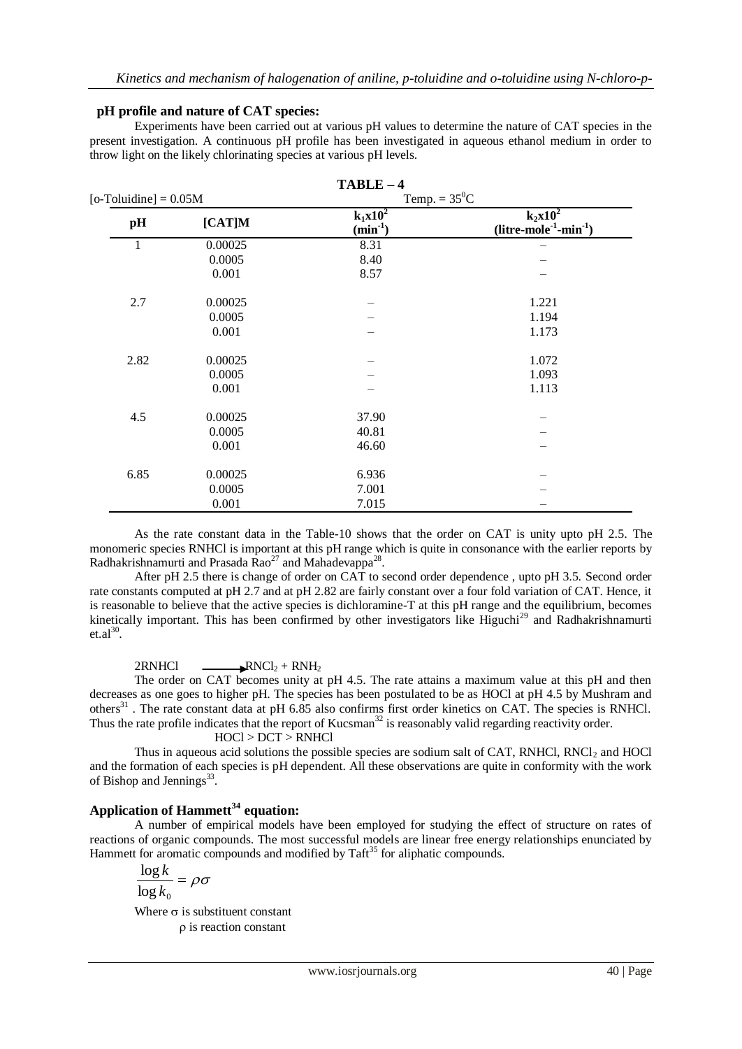### pH profile and nature of CAT species:

Experiments have been carried out at various pH values to determine the nature of CAT species in the present investigation. A continuous pH profile has been investigated in aqueous ethanol medium in order to throw light on the likely chlorinating species at various pH levels.

**TABLE – 4**

[o-Toluidine] = 0.05M    Temp. = $35^0$C

| pH | [CAT]M | $k_1 x 10^2$ ($min^{-1}$) | $k_2 x 10^2$ ($litre\text{-}mole^{-1}\text{-}min^{-1}$) |
|---|---|---|---|
| 1 | 0.00025 | 8.31 | – |
| | 0.0005 | 8.40 | – |
| | 0.001 | 8.57 | – |
| 2.7 | 0.00025 | – | 1.221 |
| | 0.0005 | – | 1.194 |
| | 0.001 | – | 1.173 |
| 2.82 | 0.00025 | – | 1.072 |
| | 0.0005 | – | 1.093 |
| | 0.001 | – | 1.113 |
| 4.5 | 0.00025 | 37.90 | – |
| | 0.0005 | 40.81 | – |
| | 0.001 | 46.60 | – |
| 6.85 | 0.00025 | 6.936 | – |
| | 0.0005 | 7.001 | – |
| | 0.001 | 7.015 | – |

As the rate constant data in the Table-10 shows that the order on CAT is unity upto pH 2.5. The monomeric species RNHCl is important at this pH range which is quite in consonance with the earlier reports by Radhakrishnamurti and Prasada Rao[27] and Mahadevappa[28].

After pH 2.5 there is change of order on CAT to second order dependence , upto pH 3.5. Second order rate constants computed at pH 2.7 and at pH 2.82 are fairly constant over a four fold variation of CAT. Hence, it is reasonable to believe that the active species is dichloramine-T at this pH range and the equilibrium, becomes kinetically important. This has been confirmed by other investigators like Higuchi[29] and Radhakrishnamurti et.al[30].

$$2RNHCl \longrightarrow RNCl_2 + RNH_2$$

The order on CAT becomes unity at pH 4.5. The rate attains a maximum value at this pH and then decreases as one goes to higher pH. The species has been postulated to be as HOCl at pH 4.5 by Mushram and others[31] . The rate constant data at pH 6.85 also confirms first order kinetics on CAT. The species is RNHCl. Thus the rate profile indicates that the report of Kucsman[32] is reasonably valid regarding reactivity order.

HOCl > DCT > RNHCl

Thus in aqueous acid solutions the possible species are sodium salt of CAT, RNHCl, $RNCl_2$ and HOCl and the formation of each species is pH dependent. All these observations are quite in conformity with the work of Bishop and Jennings[33].

## Application of Hammett[34] equation:

A number of empirical models have been employed for studying the effect of structure on rates of reactions of organic compounds. The most successful models are linear free energy relationships enunciated by Hammett for aromatic compounds and modified by Taft[35] for aliphatic compounds.

$$\frac{\log k}{\log k_0} = \rho\sigma$$

Where $\sigma$ is substituent constant

$\rho$ is reaction constant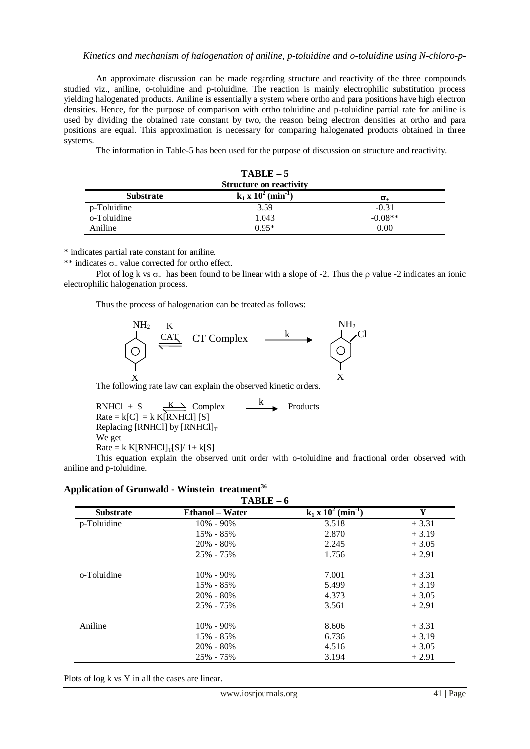An approximate discussion can be made regarding structure and reactivity of the three compounds studied viz., aniline, o-toluidine and p-toluidine. The reaction is mainly electrophilic substitution process yielding halogenated products. Aniline is essentially a system where ortho and para positions have high electron densities. Hence, for the purpose of comparison with ortho toluidine and p-toluidine partial rate for aniline is used by dividing the obtained rate constant by two, the reason being electron densities at ortho and para positions are equal. This approximation is necessary for comparing halogenated products obtained in three systems.

The information in Table-5 has been used for the purpose of discussion on structure and reactivity.

**TABLE – 5**
**Structure on reactivity**

| Substrate | $k_1 \times 10^2$ (min$^{-1}$) | $\sigma_+$ |
|---|---|---|
| p-Toluidine | 3.59 | -0.31 |
| o-Toluidine | 1.043 | -0.08** |
| Aniline | 0.95* | 0.00 |

\* indicates partial rate constant for aniline.

\*\* indicates $\sigma_+$ value corrected for ortho effect.

Plot of log k vs $\sigma_+$ has been found to be linear with a slope of -2. Thus the $\rho$ value -2 indicates an ionic electrophilic halogenation process.

Thus the process of halogenation can be treated as follows:

$$\text{C}_6\text{H}_4(\text{NH}_2)\text{X} \underset{\text{CAT}}{\overset{K}{\rightleftharpoons}} \text{CT Complex} \xrightarrow{k} \text{C}_6\text{H}_3(\text{NH}_2)(\text{Cl})\text{X}$$

The following rate law can explain the observed kinetic orders.

$$RNHCl + S \overset{K}{\rightleftharpoons} \text{Complex} \xrightarrow{k} \text{Products}$$

$$\text{Rate} = k[C] = k\,K[RNHCl]\,[S]$$

Replacing [RNHCl] by $[RNHCl]_T$

We get

$$\text{Rate} = k\,K[RNHCl]_T[S]/\ 1+ k[S]$$

This equation explain the observed unit order with o-toluidine and fractional order observed with aniline and p-toluidine.

## Application of Grunwald - Winstein treatment[36]

**TABLE – 6**

| Substrate | Ethanol – Water | $k_1 \times 10^2$ (min$^{-1}$) | Y |
|---|---|---|---|
| p-Toluidine | 10% - 90% | 3.518 | + 3.31 |
| | 15% - 85% | 2.870 | + 3.19 |
| | 20% - 80% | 2.245 | + 3.05 |
| | 25% - 75% | 1.756 | + 2.91 |
| o-Toluidine | 10% - 90% | 7.001 | + 3.31 |
| | 15% - 85% | 5.499 | + 3.19 |
| | 20% - 80% | 4.373 | + 3.05 |
| | 25% - 75% | 3.561 | + 2.91 |
| Aniline | 10% - 90% | 8.606 | + 3.31 |
| | 15% - 85% | 6.736 | + 3.19 |
| | 20% - 80% | 4.516 | + 3.05 |
| | 25% - 75% | 3.194 | + 2.91 |

Plots of log k vs Y in all the cases are linear.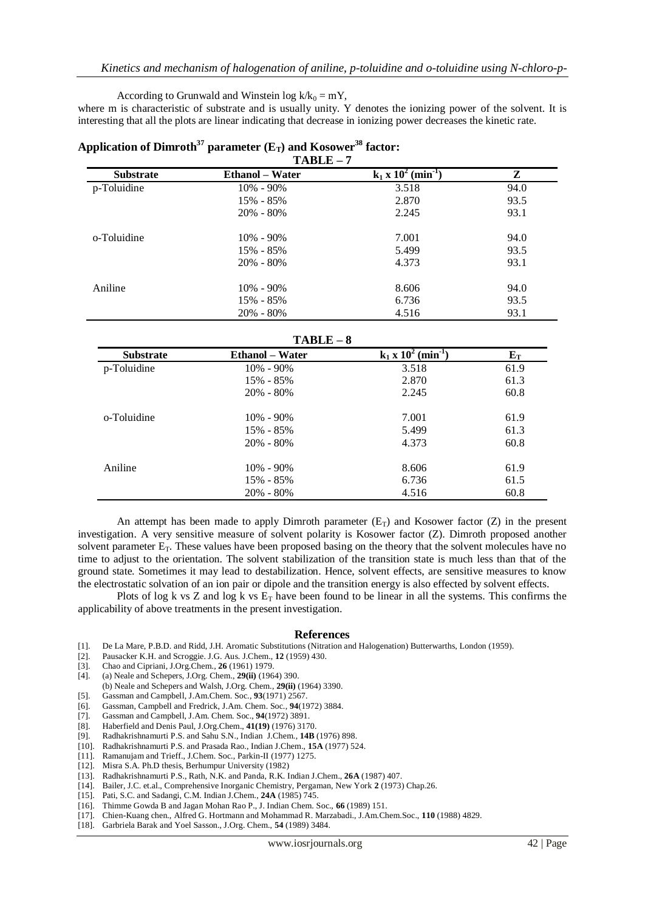According to Grunwald and Winstein $\log k/k_0 = mY$,
where m is characteristic of substrate and is usually unity. Y denotes the ionizing power of the solvent. It is interesting that all the plots are linear indicating that decrease in ionizing power decreases the kinetic rate.

## Application of Dimroth[37] parameter ($E_T$) and Kosower[38] factor:

**TABLE – 7**

| Substrate | Ethanol – Water | $k_1 \times 10^2$ (min$^{-1}$) | Z |
|---|---|---|---|
| p-Toluidine | 10% - 90% | 3.518 | 94.0 |
| | 15% - 85% | 2.870 | 93.5 |
| | 20% - 80% | 2.245 | 93.1 |
| o-Toluidine | 10% - 90% | 7.001 | 94.0 |
| | 15% - 85% | 5.499 | 93.5 |
| | 20% - 80% | 4.373 | 93.1 |
| Aniline | 10% - 90% | 8.606 | 94.0 |
| | 15% - 85% | 6.736 | 93.5 |
| | 20% - 80% | 4.516 | 93.1 |

**TABLE – 8**

| Substrate | Ethanol – Water | $k_1 \times 10^2$ (min$^{-1}$) | $E_T$ |
|---|---|---|---|
| p-Toluidine | 10% - 90% | 3.518 | 61.9 |
| | 15% - 85% | 2.870 | 61.3 |
| | 20% - 80% | 2.245 | 60.8 |
| o-Toluidine | 10% - 90% | 7.001 | 61.9 |
| | 15% - 85% | 5.499 | 61.3 |
| | 20% - 80% | 4.373 | 60.8 |
| Aniline | 10% - 90% | 8.606 | 61.9 |
| | 15% - 85% | 6.736 | 61.5 |
| | 20% - 80% | 4.516 | 60.8 |

An attempt has been made to apply Dimroth parameter ($E_T$) and Kosower factor (Z) in the present investigation. A very sensitive measure of solvent polarity is Kosower factor (Z). Dimroth proposed another solvent parameter $E_T$. These values have been proposed basing on the theory that the solvent molecules have no time to adjust to the orientation. The solvent stabilization of the transition state is much less than that of the ground state. Sometimes it may lead to destabilization. Hence, solvent effects, are sensitive measures to know the electrostatic solvation of an ion pair or dipole and the transition energy is also effected by solvent effects.

Plots of log k vs Z and log k vs $E_T$ have been found to be linear in all the systems. This confirms the applicability of above treatments in the present investigation.

## References

[1]. De La Mare, P.B.D. and Ridd, J.H. Aromatic Substitutions (Nitration and Halogenation) Butterwarths, London (1959).
[2]. Pausacker K.H. and Scroggie. J.G. Aus. J.Chem., **12** (1959) 430.
[3]. Chao and Cipriani, J.Org.Chem., **26** (1961) 1979.
[4]. (a) Neale and Schepers, J.Org. Chem., **29(ii)** (1964) 390.
(b) Neale and Schepers and Walsh, J.Org. Chem., **29(ii)** (1964) 3390.
[5]. Gassman and Campbell, J.Am.Chem. Soc., **93**(1971) 2567.
[6]. Gassman, Campbell and Fredrick, J.Am. Chem. Soc., **94**(1972) 3884.
[7]. Gassman and Campbell, J.Am. Chem. Soc., **94**(1972) 3891.
[8]. Haberfield and Denis Paul, J.Org.Chem., **41(19)** (1976) 3170.
[9]. Radhakrishnamurti P.S. and Sahu S.N., Indian J.Chem., **14B** (1976) 898.
[10]. Radhakrishnamurti P.S. and Prasada Rao., Indian J.Chem., **15A** (1977) 524.
[11]. Ramanujam and Trieff., J.Chem. Soc., Parkin-II (1977) 1275.
[12]. Misra S.A. Ph.D thesis, Berhumpur University (1982)
[13]. Radhakrishnamurti P.S., Rath, N.K. and Panda, R.K. Indian J.Chem., **26A** (1987) 407.
[14]. Bailer, J.C. et.al., Comprehensive Inorganic Chemistry, Pergaman, New York **2** (1973) Chap.26.
[15]. Pati, S.C. and Sadangi, C.M. Indian J.Chem., **24A** (1985) 745.
[16]. Thimme Gowda B and Jagan Mohan Rao P., J. Indian Chem. Soc., **66** (1989) 151.
[17]. Chien-Kuang chen., Alfred G. Hortmann and Mohammad R. Marzabadi., J.Am.Chem.Soc., **110** (1988) 4829.
[18]. Garbriela Barak and Yoel Sasson., J.Org. Chem., **54** (1989) 3484.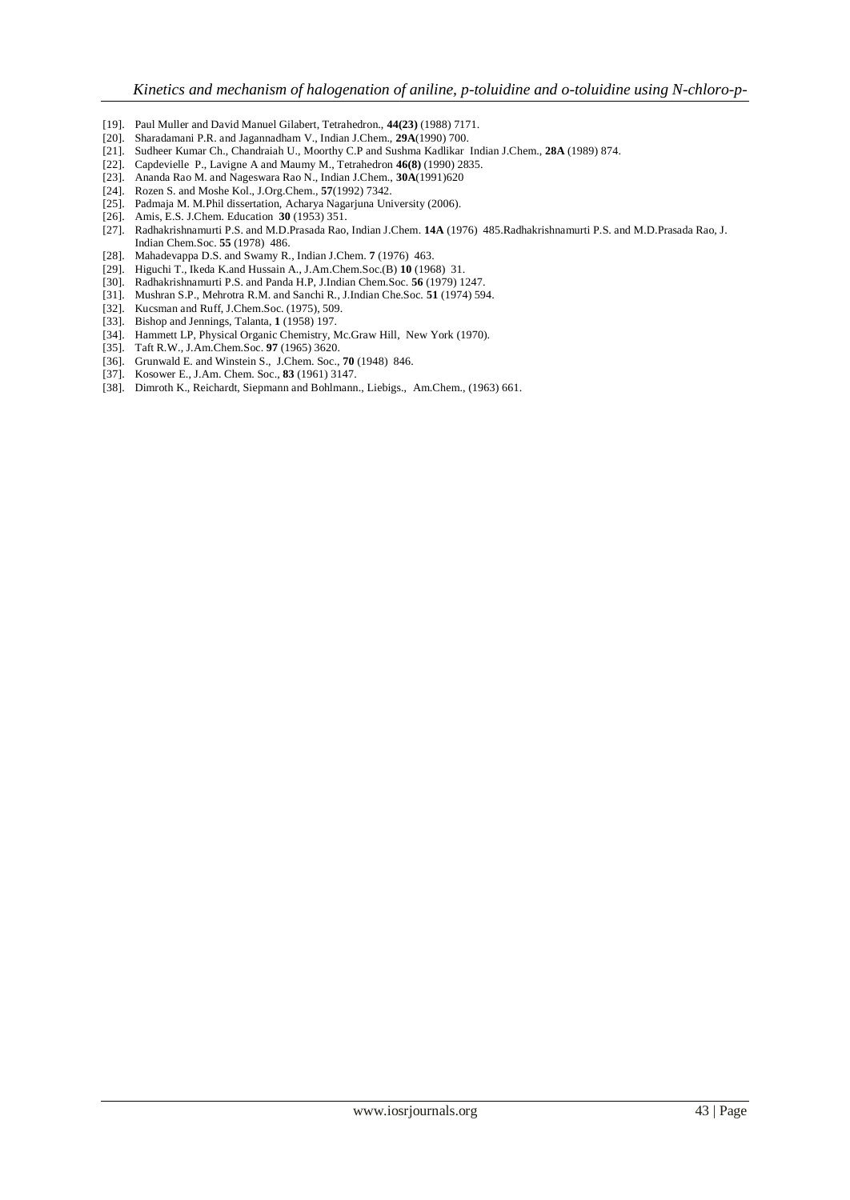[19]. Paul Muller and David Manuel Gilabert, Tetrahedron., **44(23)** (1988) 7171.
[20]. Sharadamani P.R. and Jagannadham V., Indian J.Chem., **29A**(1990) 700.
[21]. Sudheer Kumar Ch., Chandraiah U., Moorthy C.P and Sushma Kadlikar Indian J.Chem., **28A** (1989) 874.
[22]. Capdevielle P., Lavigne A and Maumy M., Tetrahedron **46(8)** (1990) 2835.
[23]. Ananda Rao M. and Nageswara Rao N., Indian J.Chem., **30A**(1991)620
[24]. Rozen S. and Moshe Kol., J.Org.Chem., **57**(1992) 7342.
[25]. Padmaja M. M.Phil dissertation, Acharya Nagarjuna University (2006).
[26]. Amis, E.S. J.Chem. Education **30** (1953) 351.
[27]. Radhakrishnamurti P.S. and M.D.Prasada Rao, Indian J.Chem. **14A** (1976) 485.Radhakrishnamurti P.S. and M.D.Prasada Rao, J. Indian Chem.Soc. **55** (1978) 486.
[28]. Mahadevappa D.S. and Swamy R., Indian J.Chem. **7** (1976) 463.
[29]. Higuchi T., Ikeda K.and Hussain A., J.Am.Chem.Soc.(B) **10** (1968) 31.
[30]. Radhakrishnamurti P.S. and Panda H.P, J.Indian Chem.Soc. **56** (1979) 1247.
[31]. Mushran S.P., Mehrotra R.M. and Sanchi R., J.Indian Che.Soc. **51** (1974) 594.
[32]. Kucsman and Ruff, J.Chem.Soc. (1975), 509.
[33]. Bishop and Jennings, Talanta, **1** (1958) 197.
[34]. Hammett LP, Physical Organic Chemistry, Mc.Graw Hill, New York (1970).
[35]. Taft R.W., J.Am.Chem.Soc. **97** (1965) 3620.
[36]. Grunwald E. and Winstein S., J.Chem. Soc., **70** (1948) 846.
[37]. Kosower E., J.Am. Chem. Soc., **83** (1961) 3147.
[38]. Dimroth K., Reichardt, Siepmann and Bohlmann., Liebigs., Am.Chem., (1963) 661.